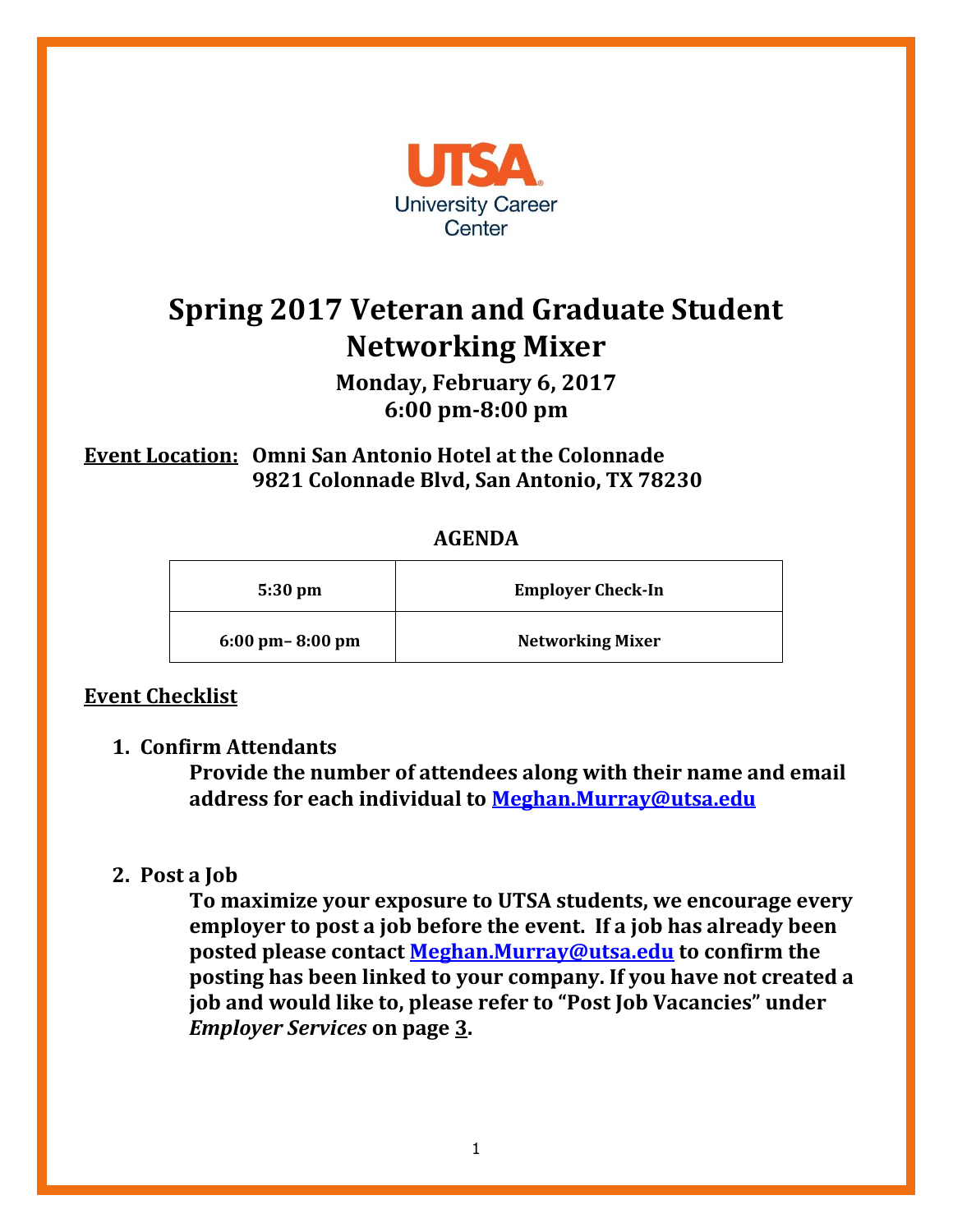UTSA
University Career Center

# Spring 2017 Veteran and Graduate Student Networking Mixer

**Monday, February 6, 2017**
**6:00 pm-8:00 pm**

**Event Location:** **Omni San Antonio Hotel at the Colonnade**
**9821 Colonnade Blvd, San Antonio, TX 78230**

**AGENDA**

| | |
|---|---|
| **5:30 pm** | **Employer Check-In** |
| **6:00 pm– 8:00 pm** | **Networking Mixer** |

## Event Checklist

1. **Confirm Attendants**
   **Provide the number of attendees along with their name and email address for each individual to Meghan.Murray@utsa.edu**

2. **Post a Job**
   **To maximize your exposure to UTSA students, we encourage every employer to post a job before the event. If a job has already been posted please contact Meghan.Murray@utsa.edu to confirm the posting has been linked to your company. If you have not created a job and would like to, please refer to "Post Job Vacancies" under *Employer Services* on page 3.**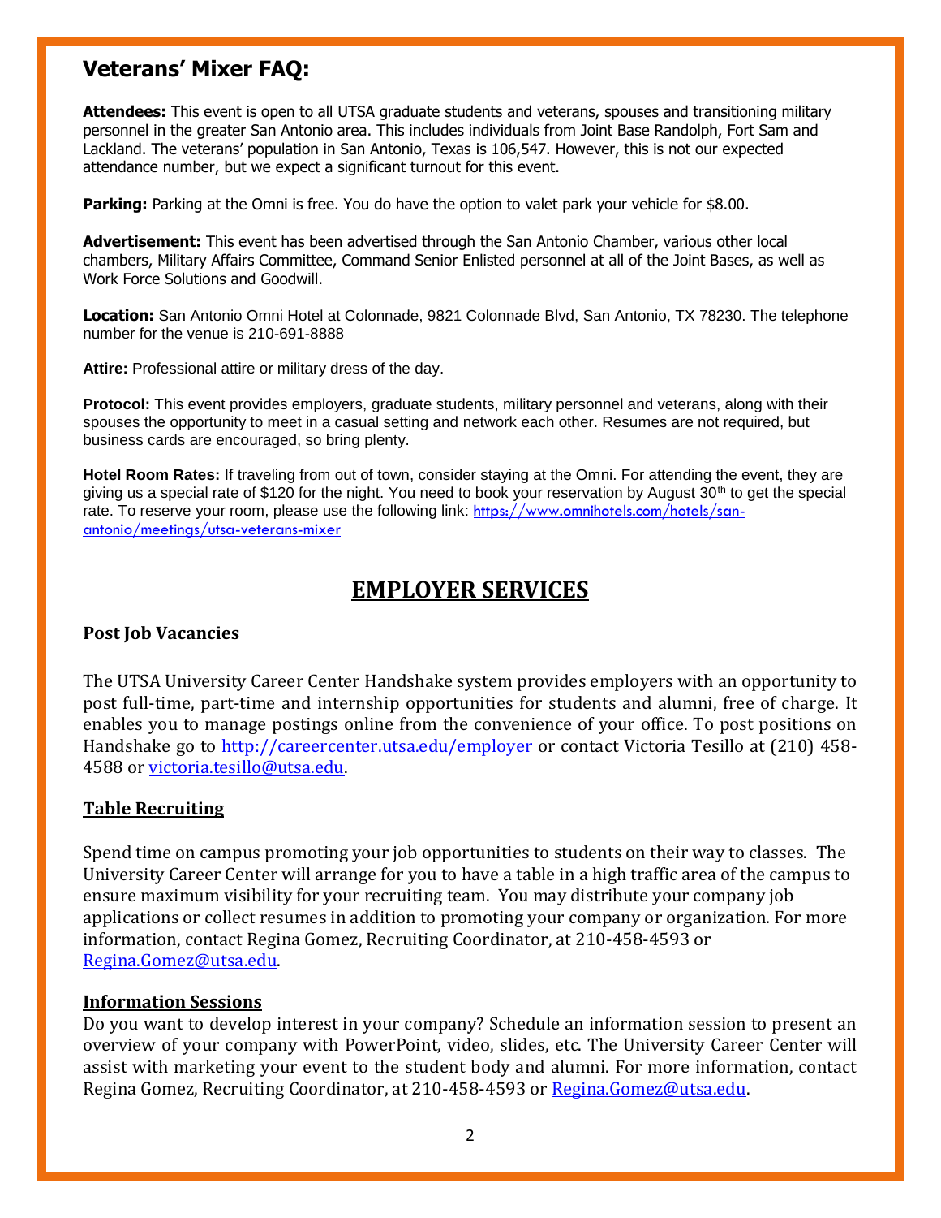## Veterans' Mixer FAQ:

**Attendees:** This event is open to all UTSA graduate students and veterans, spouses and transitioning military personnel in the greater San Antonio area. This includes individuals from Joint Base Randolph, Fort Sam and Lackland. The veterans' population in San Antonio, Texas is 106,547. However, this is not our expected attendance number, but we expect a significant turnout for this event.

**Parking:** Parking at the Omni is free. You do have the option to valet park your vehicle for $8.00.

**Advertisement:** This event has been advertised through the San Antonio Chamber, various other local chambers, Military Affairs Committee, Command Senior Enlisted personnel at all of the Joint Bases, as well as Work Force Solutions and Goodwill.

**Location:** San Antonio Omni Hotel at Colonnade, 9821 Colonnade Blvd, San Antonio, TX 78230. The telephone number for the venue is 210-691-8888

**Attire:** Professional attire or military dress of the day.

**Protocol:** This event provides employers, graduate students, military personnel and veterans, along with their spouses the opportunity to meet in a casual setting and network each other. Resumes are not required, but business cards are encouraged, so bring plenty.

**Hotel Room Rates:** If traveling from out of town, consider staying at the Omni. For attending the event, they are giving us a special rate of $120 for the night. You need to book your reservation by August 30th to get the special rate. To reserve your room, please use the following link: https://www.omnihotels.com/hotels/san-antonio/meetings/utsa-veterans-mixer

# EMPLOYER SERVICES

### Post Job Vacancies

The UTSA University Career Center Handshake system provides employers with an opportunity to post full-time, part-time and internship opportunities for students and alumni, free of charge. It enables you to manage postings online from the convenience of your office. To post positions on Handshake go to http://careercenter.utsa.edu/employer or contact Victoria Tesillo at (210) 458-4588 or victoria.tesillo@utsa.edu.

### Table Recruiting

Spend time on campus promoting your job opportunities to students on their way to classes. The University Career Center will arrange for you to have a table in a high traffic area of the campus to ensure maximum visibility for your recruiting team. You may distribute your company job applications or collect resumes in addition to promoting your company or organization. For more information, contact Regina Gomez, Recruiting Coordinator, at 210-458-4593 or Regina.Gomez@utsa.edu.

### Information Sessions

Do you want to develop interest in your company? Schedule an information session to present an overview of your company with PowerPoint, video, slides, etc. The University Career Center will assist with marketing your event to the student body and alumni. For more information, contact Regina Gomez, Recruiting Coordinator, at 210-458-4593 or Regina.Gomez@utsa.edu.